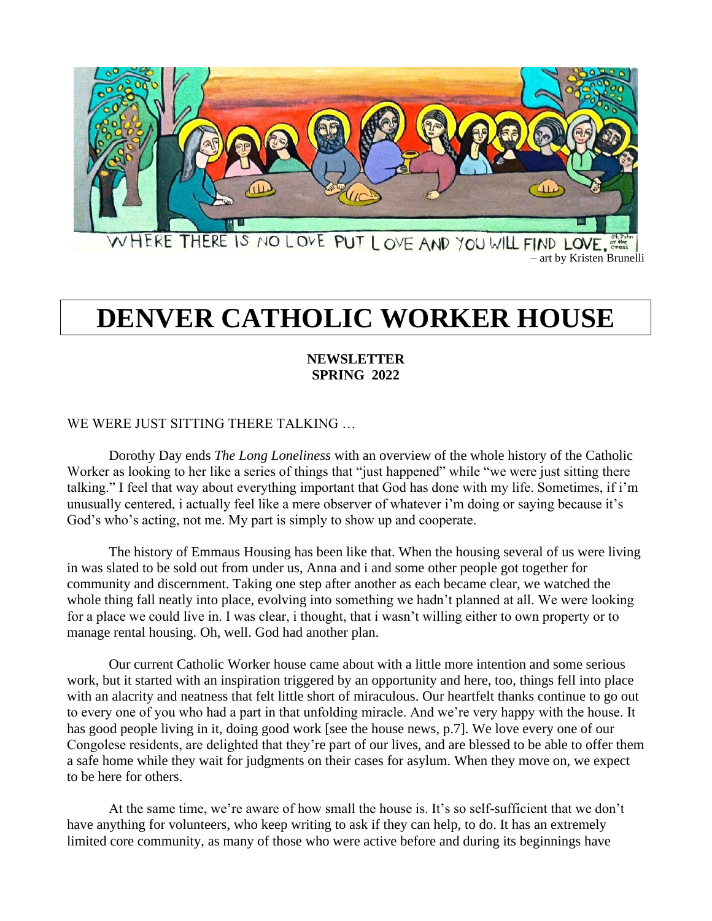WHERE THERE IS NO LOVE PUT LOVE AND YOU WILL FIND LOVE. St. John of the Cross

– art by Kristen Brunelli

# DENVER CATHOLIC WORKER HOUSE

**NEWSLETTER**
**SPRING 2022**

WE WERE JUST SITTING THERE TALKING …

Dorothy Day ends *The Long Loneliness* with an overview of the whole history of the Catholic Worker as looking to her like a series of things that "just happened" while "we were just sitting there talking." I feel that way about everything important that God has done with my life. Sometimes, if i'm unusually centered, i actually feel like a mere observer of whatever i'm doing or saying because it's God's who's acting, not me. My part is simply to show up and cooperate.

The history of Emmaus Housing has been like that. When the housing several of us were living in was slated to be sold out from under us, Anna and i and some other people got together for community and discernment. Taking one step after another as each became clear, we watched the whole thing fall neatly into place, evolving into something we hadn't planned at all. We were looking for a place we could live in. I was clear, i thought, that i wasn't willing either to own property or to manage rental housing. Oh, well. God had another plan.

Our current Catholic Worker house came about with a little more intention and some serious work, but it started with an inspiration triggered by an opportunity and here, too, things fell into place with an alacrity and neatness that felt little short of miraculous. Our heartfelt thanks continue to go out to every one of you who had a part in that unfolding miracle. And we're very happy with the house. It has good people living in it, doing good work [see the house news, p.7]. We love every one of our Congolese residents, are delighted that they're part of our lives, and are blessed to be able to offer them a safe home while they wait for judgments on their cases for asylum. When they move on, we expect to be here for others.

At the same time, we're aware of how small the house is. It's so self-sufficient that we don't have anything for volunteers, who keep writing to ask if they can help, to do. It has an extremely limited core community, as many of those who were active before and during its beginnings have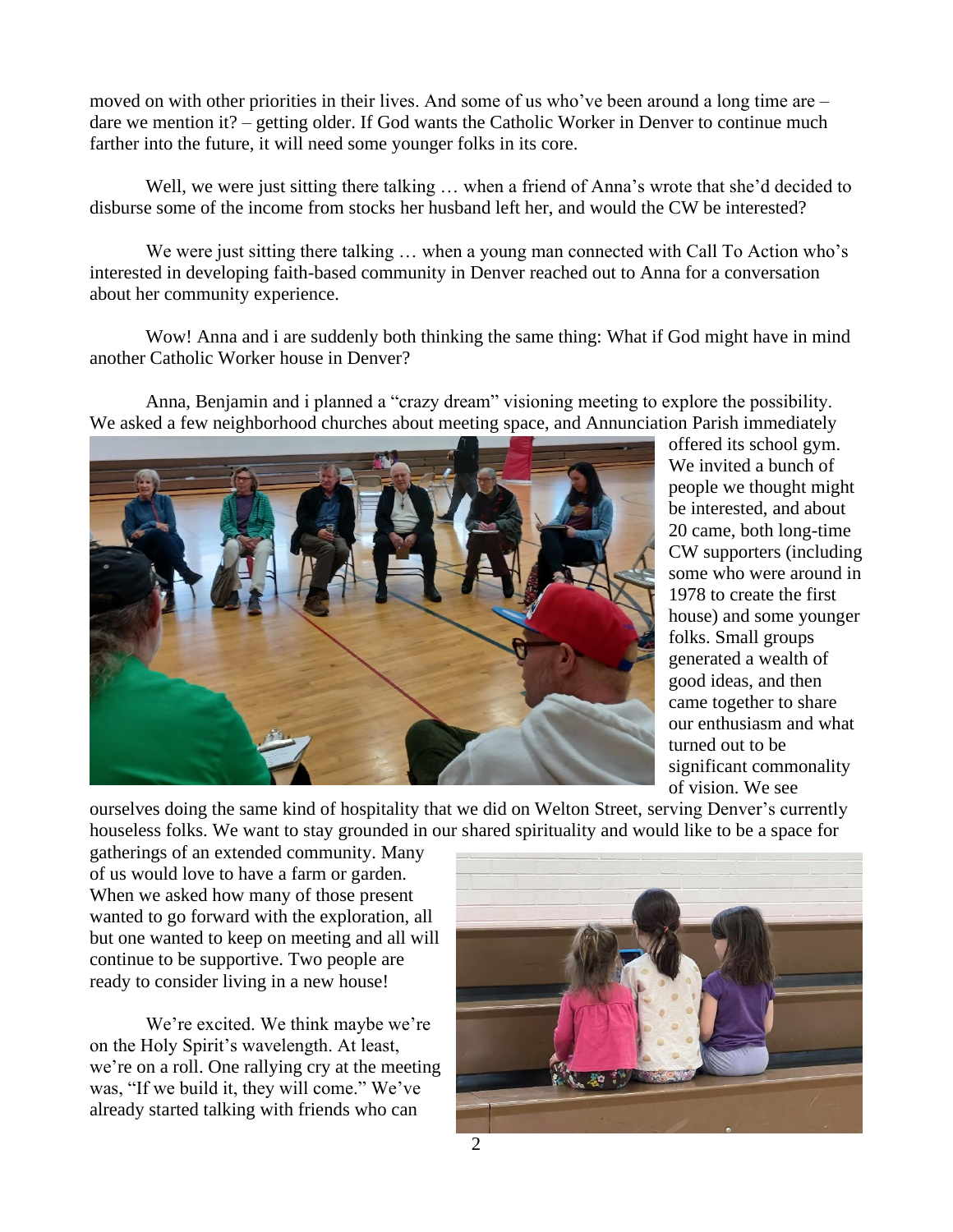moved on with other priorities in their lives. And some of us who've been around a long time are – dare we mention it? – getting older. If God wants the Catholic Worker in Denver to continue much farther into the future, it will need some younger folks in its core.

Well, we were just sitting there talking … when a friend of Anna's wrote that she'd decided to disburse some of the income from stocks her husband left her, and would the CW be interested?

We were just sitting there talking … when a young man connected with Call To Action who's interested in developing faith-based community in Denver reached out to Anna for a conversation about her community experience.

Wow! Anna and i are suddenly both thinking the same thing: What if God might have in mind another Catholic Worker house in Denver?

Anna, Benjamin and i planned a "crazy dream" visioning meeting to explore the possibility. We asked a few neighborhood churches about meeting space, and Annunciation Parish immediately offered its school gym. We invited a bunch of people we thought might be interested, and about 20 came, both long-time CW supporters (including some who were around in 1978 to create the first house) and some younger folks. Small groups generated a wealth of good ideas, and then came together to share our enthusiasm and what turned out to be significant commonality of vision. We see ourselves doing the same kind of hospitality that we did on Welton Street, serving Denver's currently houseless folks. We want to stay grounded in our shared spirituality and would like to be a space for gatherings of an extended community. Many of us would love to have a farm or garden. When we asked how many of those present wanted to go forward with the exploration, all but one wanted to keep on meeting and all will continue to be supportive. Two people are ready to consider living in a new house!

We're excited. We think maybe we're on the Holy Spirit's wavelength. At least, we're on a roll. One rallying cry at the meeting was, "If we build it, they will come." We've already started talking with friends who can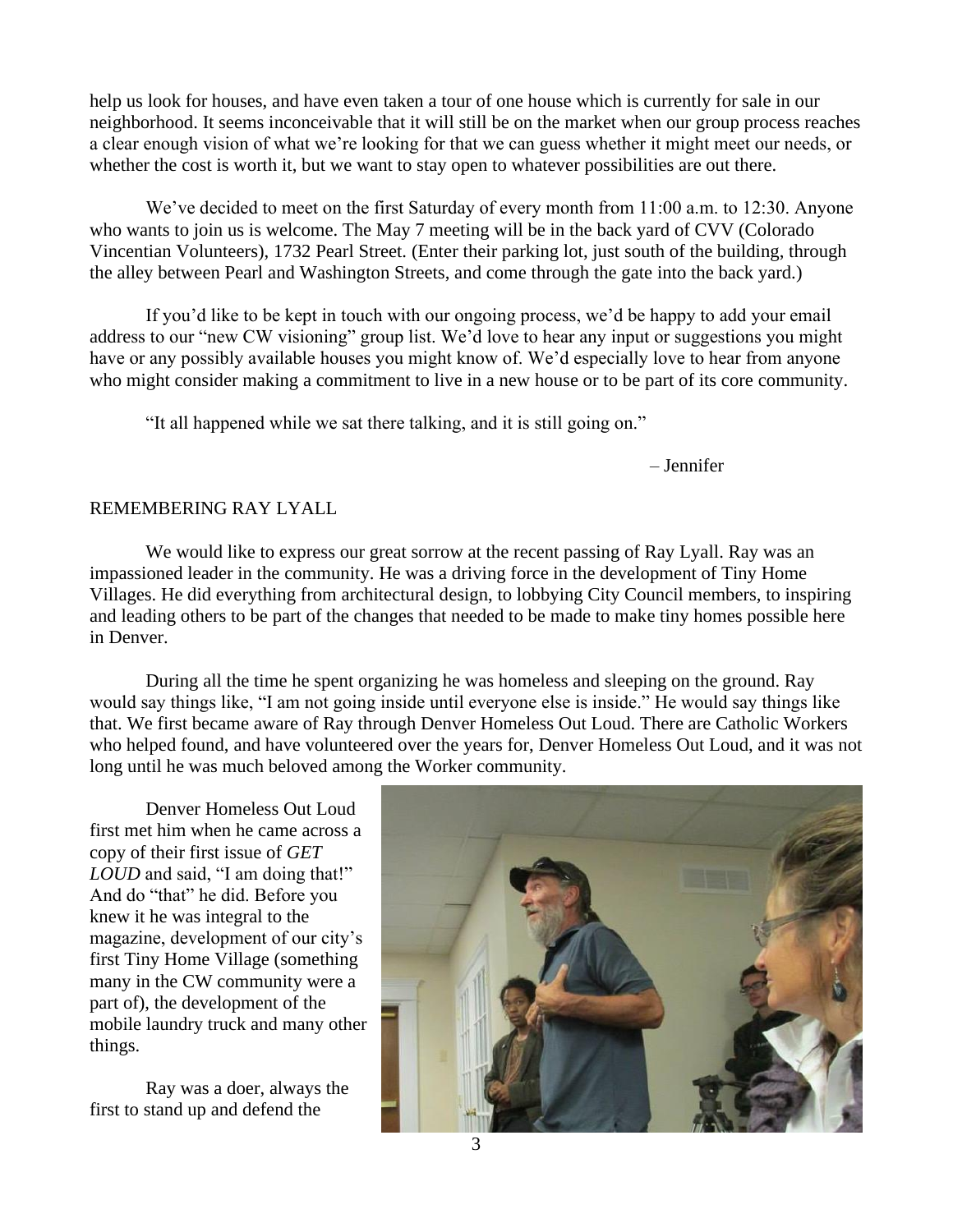help us look for houses, and have even taken a tour of one house which is currently for sale in our neighborhood. It seems inconceivable that it will still be on the market when our group process reaches a clear enough vision of what we're looking for that we can guess whether it might meet our needs, or whether the cost is worth it, but we want to stay open to whatever possibilities are out there.

We've decided to meet on the first Saturday of every month from 11:00 a.m. to 12:30. Anyone who wants to join us is welcome. The May 7 meeting will be in the back yard of CVV (Colorado Vincentian Volunteers), 1732 Pearl Street. (Enter their parking lot, just south of the building, through the alley between Pearl and Washington Streets, and come through the gate into the back yard.)

If you'd like to be kept in touch with our ongoing process, we'd be happy to add your email address to our "new CW visioning" group list. We'd love to hear any input or suggestions you might have or any possibly available houses you might know of. We'd especially love to hear from anyone who might consider making a commitment to live in a new house or to be part of its core community.

"It all happened while we sat there talking, and it is still going on."

– Jennifer

## REMEMBERING RAY LYALL

We would like to express our great sorrow at the recent passing of Ray Lyall. Ray was an impassioned leader in the community. He was a driving force in the development of Tiny Home Villages. He did everything from architectural design, to lobbying City Council members, to inspiring and leading others to be part of the changes that needed to be made to make tiny homes possible here in Denver.

During all the time he spent organizing he was homeless and sleeping on the ground. Ray would say things like, "I am not going inside until everyone else is inside." He would say things like that. We first became aware of Ray through Denver Homeless Out Loud. There are Catholic Workers who helped found, and have volunteered over the years for, Denver Homeless Out Loud, and it was not long until he was much beloved among the Worker community.

Denver Homeless Out Loud first met him when he came across a copy of their first issue of *GET LOUD* and said, "I am doing that!" And do "that" he did. Before you knew it he was integral to the magazine, development of our city's first Tiny Home Village (something many in the CW community were a part of), the development of the mobile laundry truck and many other things.

Ray was a doer, always the first to stand up and defend the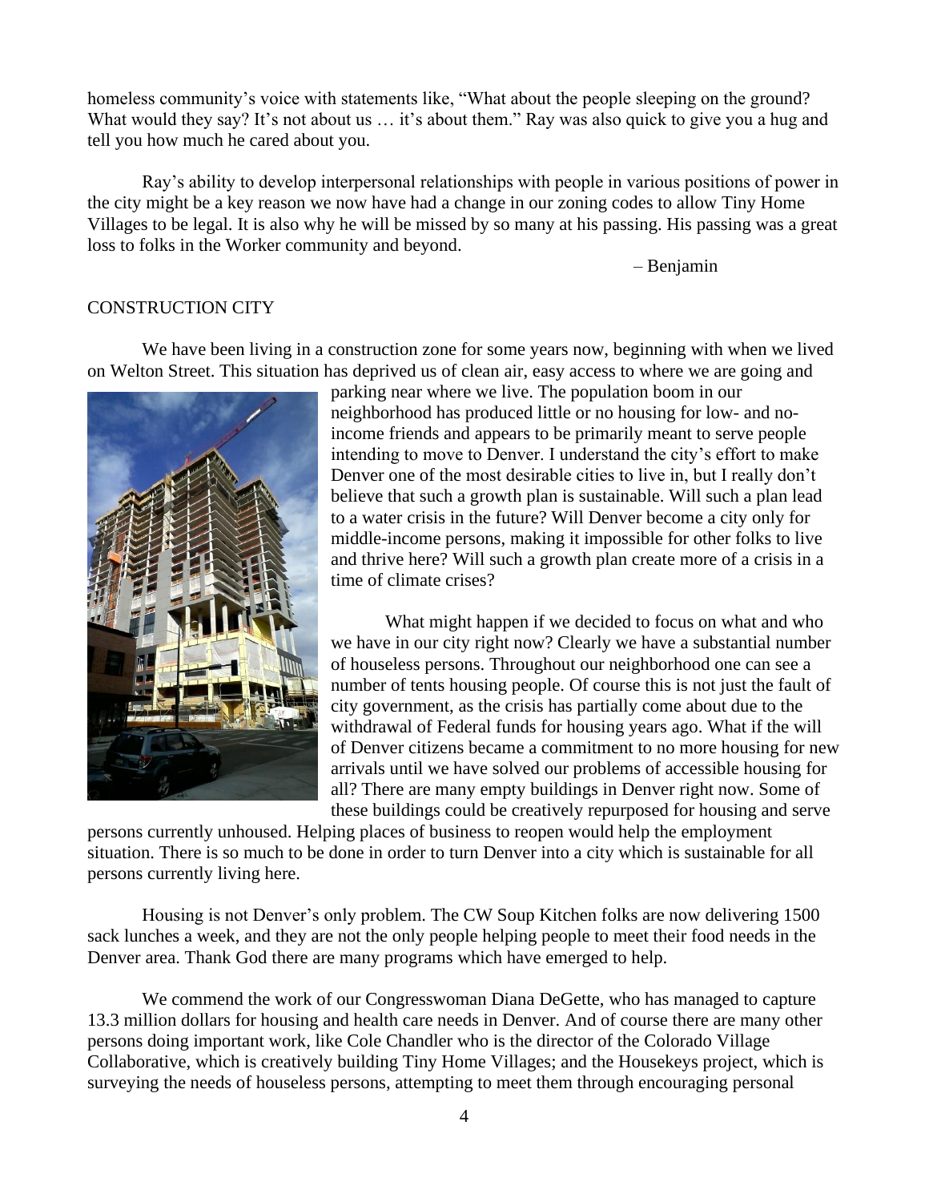homeless community's voice with statements like, "What about the people sleeping on the ground? What would they say? It's not about us … it's about them." Ray was also quick to give you a hug and tell you how much he cared about you.

Ray's ability to develop interpersonal relationships with people in various positions of power in the city might be a key reason we now have had a change in our zoning codes to allow Tiny Home Villages to be legal. It is also why he will be missed by so many at his passing. His passing was a great loss to folks in the Worker community and beyond.

– Benjamin

## CONSTRUCTION CITY

We have been living in a construction zone for some years now, beginning with when we lived on Welton Street. This situation has deprived us of clean air, easy access to where we are going and parking near where we live. The population boom in our neighborhood has produced little or no housing for low- and no-income friends and appears to be primarily meant to serve people intending to move to Denver. I understand the city's effort to make Denver one of the most desirable cities to live in, but I really don't believe that such a growth plan is sustainable. Will such a plan lead to a water crisis in the future? Will Denver become a city only for middle-income persons, making it impossible for other folks to live and thrive here? Will such a growth plan create more of a crisis in a time of climate crises?

What might happen if we decided to focus on what and who we have in our city right now? Clearly we have a substantial number of houseless persons. Throughout our neighborhood one can see a number of tents housing people. Of course this is not just the fault of city government, as the crisis has partially come about due to the withdrawal of Federal funds for housing years ago. What if the will of Denver citizens became a commitment to no more housing for new arrivals until we have solved our problems of accessible housing for all? There are many empty buildings in Denver right now. Some of these buildings could be creatively repurposed for housing and serve persons currently unhoused. Helping places of business to reopen would help the employment situation. There is so much to be done in order to turn Denver into a city which is sustainable for all persons currently living here.

Housing is not Denver's only problem. The CW Soup Kitchen folks are now delivering 1500 sack lunches a week, and they are not the only people helping people to meet their food needs in the Denver area. Thank God there are many programs which have emerged to help.

We commend the work of our Congresswoman Diana DeGette, who has managed to capture 13.3 million dollars for housing and health care needs in Denver. And of course there are many other persons doing important work, like Cole Chandler who is the director of the Colorado Village Collaborative, which is creatively building Tiny Home Villages; and the Housekeys project, which is surveying the needs of houseless persons, attempting to meet them through encouraging personal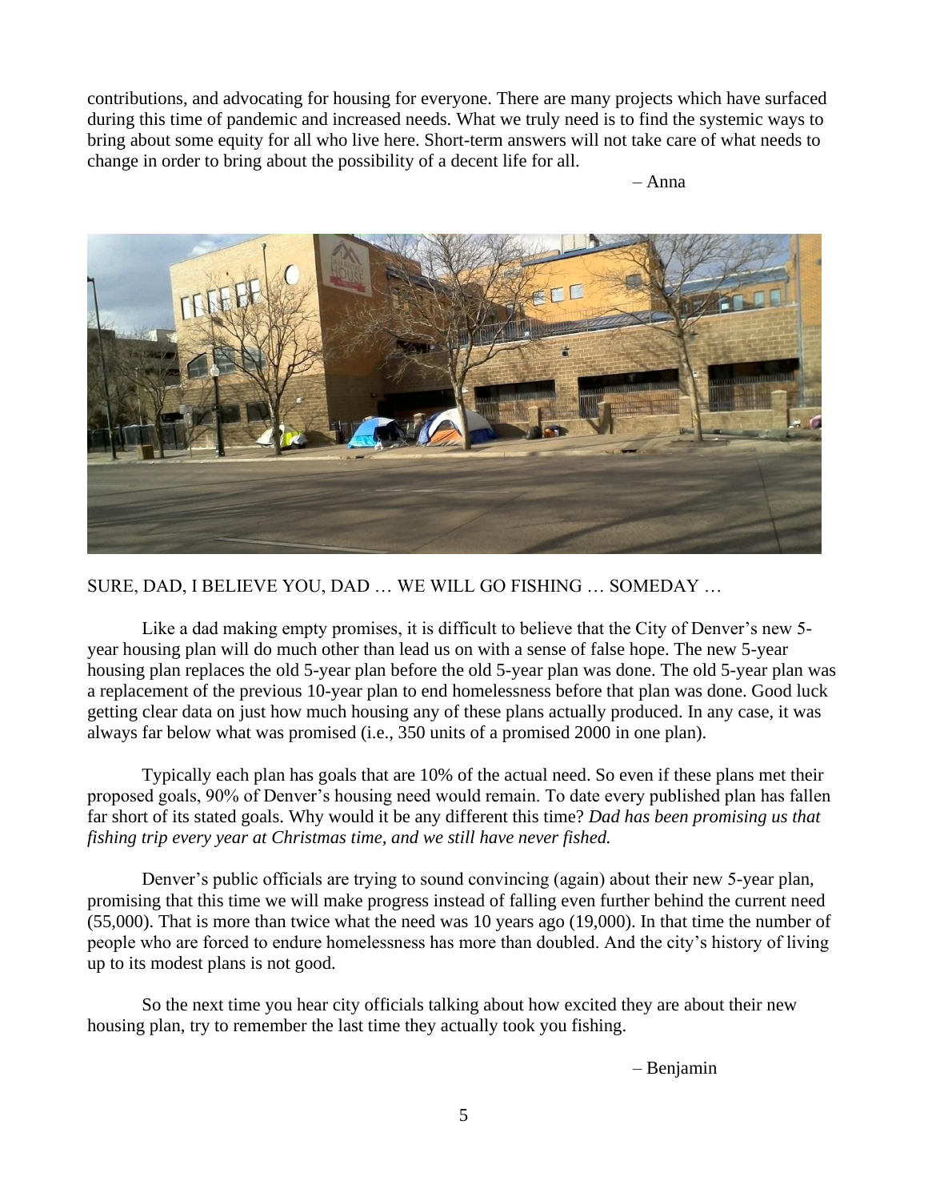contributions, and advocating for housing for everyone. There are many projects which have surfaced during this time of pandemic and increased needs. What we truly need is to find the systemic ways to bring about some equity for all who live here. Short-term answers will not take care of what needs to change in order to bring about the possibility of a decent life for all.

– Anna

SURE, DAD, I BELIEVE YOU, DAD … WE WILL GO FISHING … SOMEDAY …

Like a dad making empty promises, it is difficult to believe that the City of Denver's new 5-year housing plan will do much other than lead us on with a sense of false hope. The new 5-year housing plan replaces the old 5-year plan before the old 5-year plan was done. The old 5-year plan was a replacement of the previous 10-year plan to end homelessness before that plan was done. Good luck getting clear data on just how much housing any of these plans actually produced. In any case, it was always far below what was promised (i.e., 350 units of a promised 2000 in one plan).

Typically each plan has goals that are 10% of the actual need. So even if these plans met their proposed goals, 90% of Denver's housing need would remain. To date every published plan has fallen far short of its stated goals. Why would it be any different this time? *Dad has been promising us that fishing trip every year at Christmas time, and we still have never fished.*

Denver's public officials are trying to sound convincing (again) about their new 5-year plan, promising that this time we will make progress instead of falling even further behind the current need (55,000). That is more than twice what the need was 10 years ago (19,000). In that time the number of people who are forced to endure homelessness has more than doubled. And the city's history of living up to its modest plans is not good.

So the next time you hear city officials talking about how excited they are about their new housing plan, try to remember the last time they actually took you fishing.

– Benjamin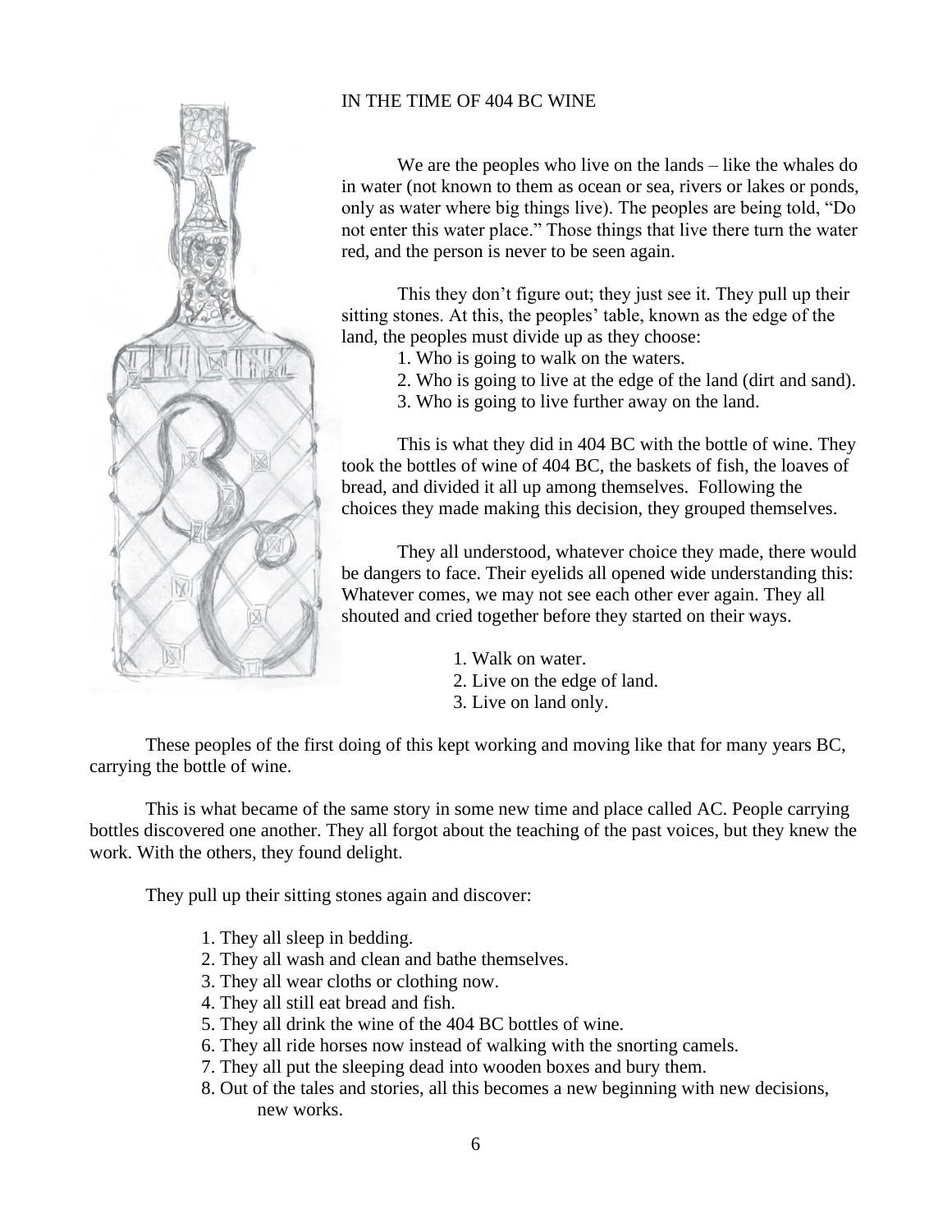IN THE TIME OF 404 BC WINE

We are the peoples who live on the lands – like the whales do in water (not known to them as ocean or sea, rivers or lakes or ponds, only as water where big things live). The peoples are being told, “Do not enter this water place.” Those things that live there turn the water red, and the person is never to be seen again.

This they don’t figure out; they just see it. They pull up their sitting stones. At this, the peoples’ table, known as the edge of the land, the peoples must divide up as they choose:

1. Who is going to walk on the waters.
2. Who is going to live at the edge of the land (dirt and sand).
3. Who is going to live further away on the land.

This is what they did in 404 BC with the bottle of wine. They took the bottles of wine of 404 BC, the baskets of fish, the loaves of bread, and divided it all up among themselves. Following the choices they made making this decision, they grouped themselves.

They all understood, whatever choice they made, there would be dangers to face. Their eyelids all opened wide understanding this: Whatever comes, we may not see each other ever again. They all shouted and cried together before they started on their ways.

1. Walk on water.
2. Live on the edge of land.
3. Live on land only.

These peoples of the first doing of this kept working and moving like that for many years BC, carrying the bottle of wine.

This is what became of the same story in some new time and place called AC. People carrying bottles discovered one another. They all forgot about the teaching of the past voices, but they knew the work. With the others, they found delight.

They pull up their sitting stones again and discover:

1. They all sleep in bedding.
2. They all wash and clean and bathe themselves.
3. They all wear cloths or clothing now.
4. They all still eat bread and fish.
5. They all drink the wine of the 404 BC bottles of wine.
6. They all ride horses now instead of walking with the snorting camels.
7. They all put the sleeping dead into wooden boxes and bury them.
8. Out of the tales and stories, all this becomes a new beginning with new decisions, new works.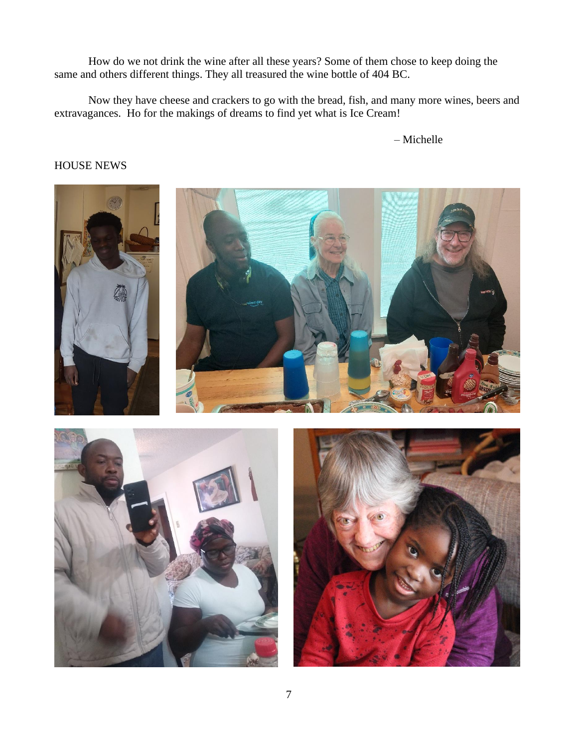How do we not drink the wine after all these years? Some of them chose to keep doing the same and others different things. They all treasured the wine bottle of 404 BC.

Now they have cheese and crackers to go with the bread, fish, and many more wines, beers and extravagances. Ho for the makings of dreams to find yet what is Ice Cream!

– Michelle

HOUSE NEWS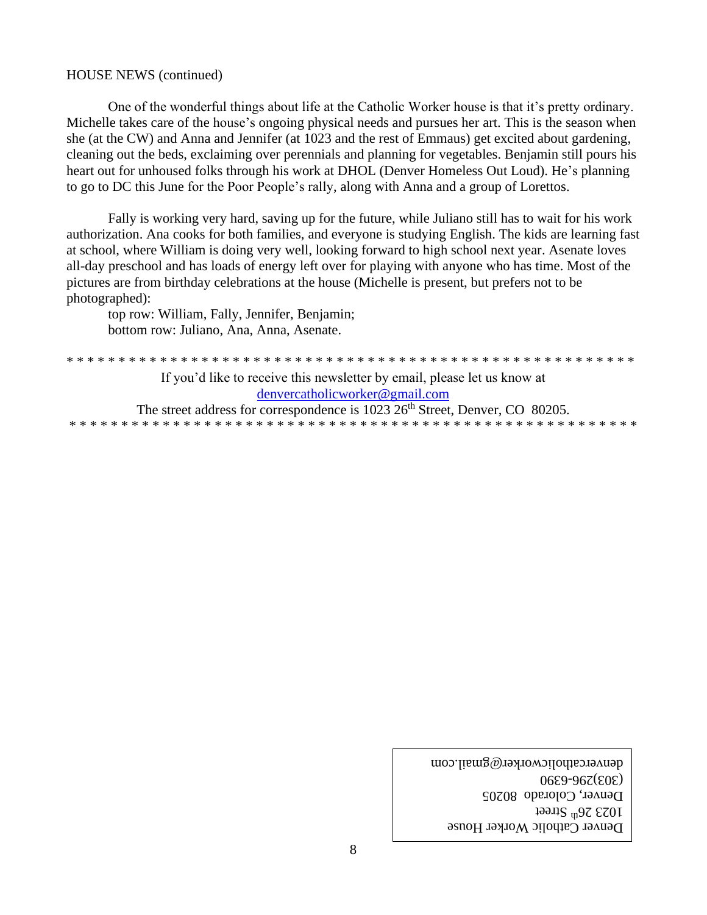HOUSE NEWS (continued)

One of the wonderful things about life at the Catholic Worker house is that it's pretty ordinary. Michelle takes care of the house's ongoing physical needs and pursues her art. This is the season when she (at the CW) and Anna and Jennifer (at 1023 and the rest of Emmaus) get excited about gardening, cleaning out the beds, exclaiming over perennials and planning for vegetables. Benjamin still pours his heart out for unhoused folks through his work at DHOL (Denver Homeless Out Loud). He's planning to go to DC this June for the Poor People's rally, along with Anna and a group of Lorettos.

Fally is working very hard, saving up for the future, while Juliano still has to wait for his work authorization. Ana cooks for both families, and everyone is studying English. The kids are learning fast at school, where William is doing very well, looking forward to high school next year. Asenate loves all-day preschool and has loads of energy left over for playing with anyone who has time. Most of the pictures are from birthday celebrations at the house (Michelle is present, but prefers not to be photographed):

top row: William, Fally, Jennifer, Benjamin;
bottom row: Juliano, Ana, Anna, Asenate.

* * * * * * * * * * * * * * * * * * * * * * * * * * * * * * * * * * * * * * * * * * * * * * * * * * * *

If you'd like to receive this newsletter by email, please let us know at denvercatholicworker@gmail.com

The street address for correspondence is 1023 26th Street, Denver, CO 80205.

* * * * * * * * * * * * * * * * * * * * * * * * * * * * * * * * * * * * * * * * * * * * * * * * * * * *

Denver Catholic Worker House
1023 26th Street
Denver, Colorado 80205
(303)296-6390
denvercatholicworker@gmail.com